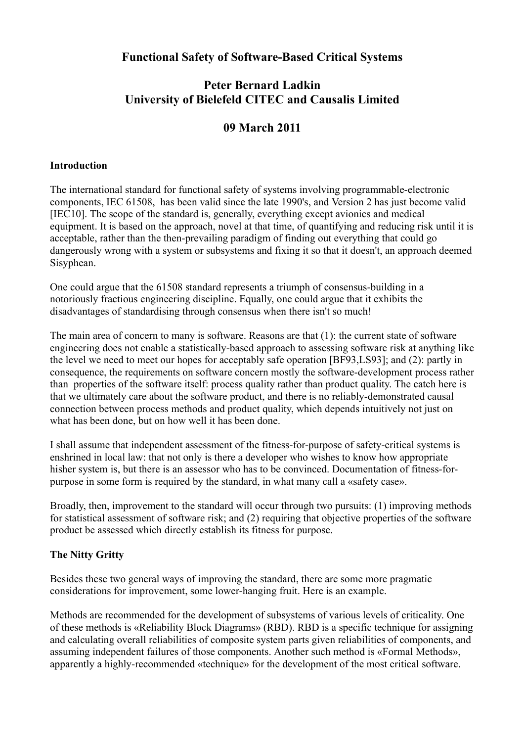# Functional Safety of Software-Based Critical Systems

## Peter Bernard Ladkin
## University of Bielefeld CITEC and Causalis Limited

## 09 March 2011

### Introduction

The international standard for functional safety of systems involving programmable-electronic components, IEC 61508, has been valid since the late 1990's, and Version 2 has just become valid [IEC10]. The scope of the standard is, generally, everything except avionics and medical equipment. It is based on the approach, novel at that time, of quantifying and reducing risk until it is acceptable, rather than the then-prevailing paradigm of finding out everything that could go dangerously wrong with a system or subsystems and fixing it so that it doesn't, an approach deemed Sisyphean.

One could argue that the 61508 standard represents a triumph of consensus-building in a notoriously fractious engineering discipline. Equally, one could argue that it exhibits the disadvantages of standardising through consensus when there isn't so much!

The main area of concern to many is software. Reasons are that (1): the current state of software engineering does not enable a statistically-based approach to assessing software risk at anything like the level we need to meet our hopes for acceptably safe operation [BF93,LS93]; and (2): partly in consequence, the requirements on software concern mostly the software-development process rather than properties of the software itself: process quality rather than product quality. The catch here is that we ultimately care about the software product, and there is no reliably-demonstrated causal connection between process methods and product quality, which depends intuitively not just on what has been done, but on how well it has been done.

I shall assume that independent assessment of the fitness-for-purpose of safety-critical systems is enshrined in local law: that not only is there a developer who wishes to know how appropriate hisher system is, but there is an assessor who has to be convinced. Documentation of fitness-for-purpose in some form is required by the standard, in what many call a «safety case».

Broadly, then, improvement to the standard will occur through two pursuits: (1) improving methods for statistical assessment of software risk; and (2) requiring that objective properties of the software product be assessed which directly establish its fitness for purpose.

### The Nitty Gritty

Besides these two general ways of improving the standard, there are some more pragmatic considerations for improvement, some lower-hanging fruit. Here is an example.

Methods are recommended for the development of subsystems of various levels of criticality. One of these methods is «Reliability Block Diagrams» (RBD). RBD is a specific technique for assigning and calculating overall reliabilities of composite system parts given reliabilities of components, and assuming independent failures of those components. Another such method is «Formal Methods», apparently a highly-recommended «technique» for the development of the most critical software.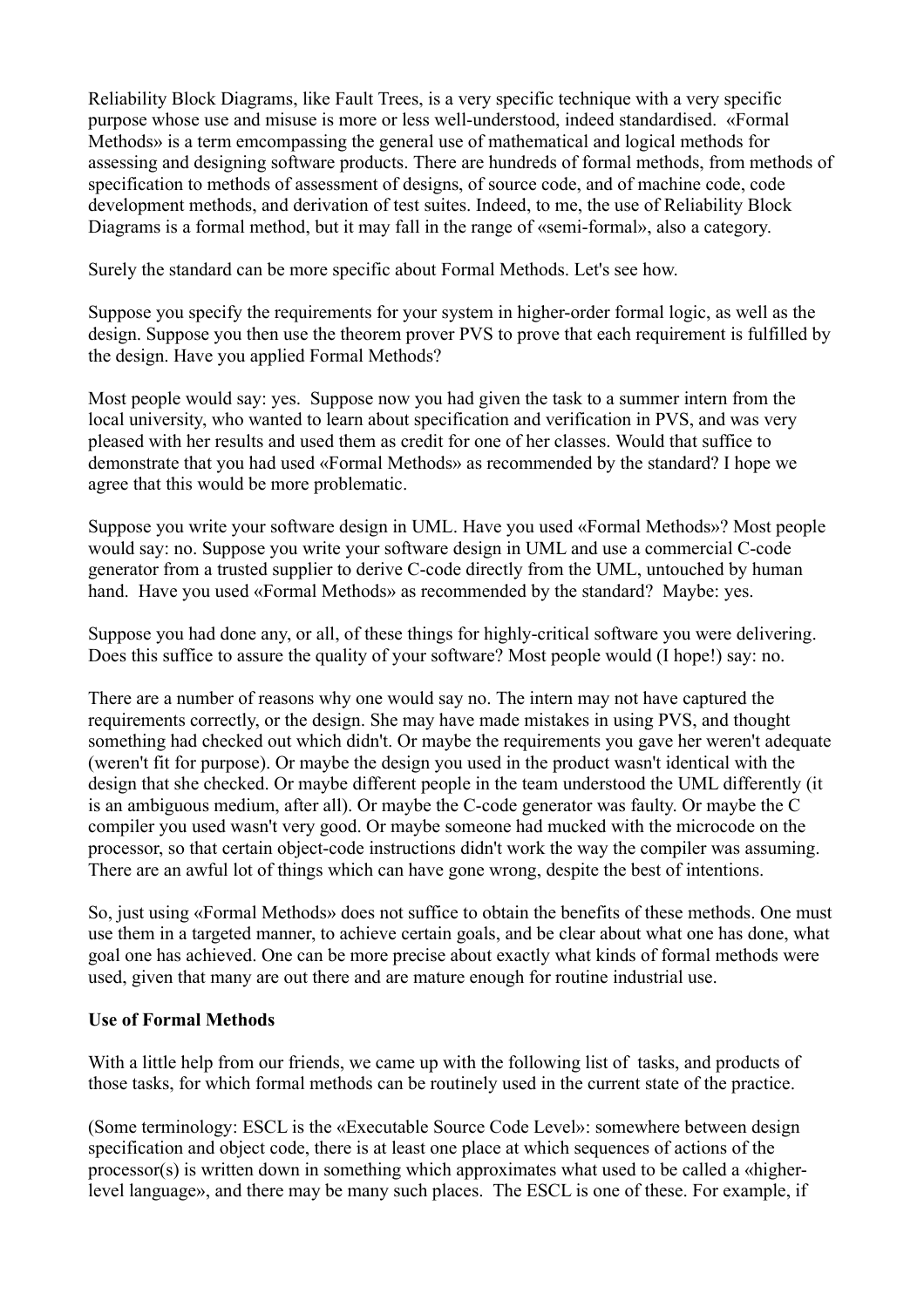Reliability Block Diagrams, like Fault Trees, is a very specific technique with a very specific purpose whose use and misuse is more or less well-understood, indeed standardised. «Formal Methods» is a term emcompassing the general use of mathematical and logical methods for assessing and designing software products. There are hundreds of formal methods, from methods of specification to methods of assessment of designs, of source code, and of machine code, code development methods, and derivation of test suites. Indeed, to me, the use of Reliability Block Diagrams is a formal method, but it may fall in the range of «semi-formal», also a category.

Surely the standard can be more specific about Formal Methods. Let's see how.

Suppose you specify the requirements for your system in higher-order formal logic, as well as the design. Suppose you then use the theorem prover PVS to prove that each requirement is fulfilled by the design. Have you applied Formal Methods?

Most people would say: yes. Suppose now you had given the task to a summer intern from the local university, who wanted to learn about specification and verification in PVS, and was very pleased with her results and used them as credit for one of her classes. Would that suffice to demonstrate that you had used «Formal Methods» as recommended by the standard? I hope we agree that this would be more problematic.

Suppose you write your software design in UML. Have you used «Formal Methods»? Most people would say: no. Suppose you write your software design in UML and use a commercial C-code generator from a trusted supplier to derive C-code directly from the UML, untouched by human hand. Have you used «Formal Methods» as recommended by the standard? Maybe: yes.

Suppose you had done any, or all, of these things for highly-critical software you were delivering. Does this suffice to assure the quality of your software? Most people would (I hope!) say: no.

There are a number of reasons why one would say no. The intern may not have captured the requirements correctly, or the design. She may have made mistakes in using PVS, and thought something had checked out which didn't. Or maybe the requirements you gave her weren't adequate (weren't fit for purpose). Or maybe the design you used in the product wasn't identical with the design that she checked. Or maybe different people in the team understood the UML differently (it is an ambiguous medium, after all). Or maybe the C-code generator was faulty. Or maybe the C compiler you used wasn't very good. Or maybe someone had mucked with the microcode on the processor, so that certain object-code instructions didn't work the way the compiler was assuming. There are an awful lot of things which can have gone wrong, despite the best of intentions.

So, just using «Formal Methods» does not suffice to obtain the benefits of these methods. One must use them in a targeted manner, to achieve certain goals, and be clear about what one has done, what goal one has achieved. One can be more precise about exactly what kinds of formal methods were used, given that many are out there and are mature enough for routine industrial use.

**Use of Formal Methods**

With a little help from our friends, we came up with the following list of tasks, and products of those tasks, for which formal methods can be routinely used in the current state of the practice.

(Some terminology: ESCL is the «Executable Source Code Level»: somewhere between design specification and object code, there is at least one place at which sequences of actions of the processor(s) is written down in something which approximates what used to be called a «higher-level language», and there may be many such places. The ESCL is one of these. For example, if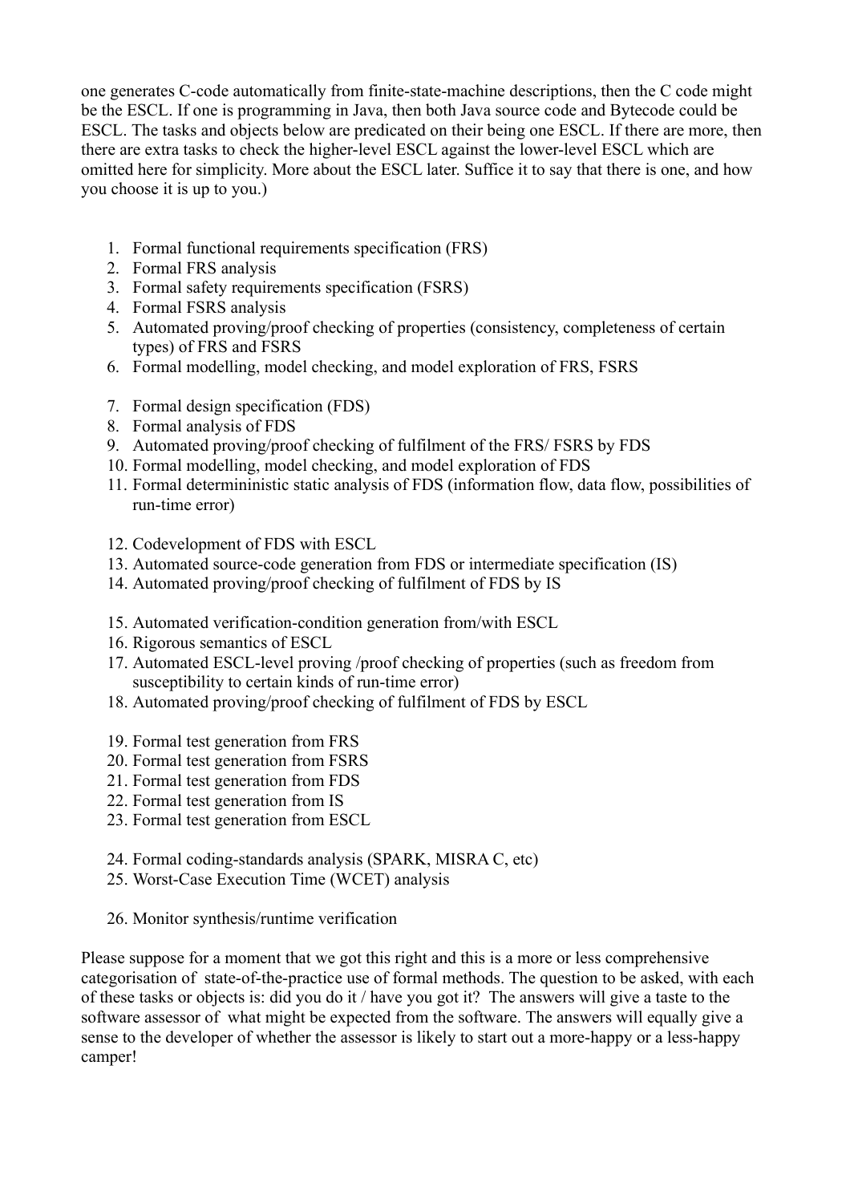one generates C-code automatically from finite-state-machine descriptions, then the C code might be the ESCL. If one is programming in Java, then both Java source code and Bytecode could be ESCL. The tasks and objects below are predicated on their being one ESCL. If there are more, then there are extra tasks to check the higher-level ESCL against the lower-level ESCL which are omitted here for simplicity. More about the ESCL later. Suffice it to say that there is one, and how you choose it is up to you.)

1. Formal functional requirements specification (FRS)
2. Formal FRS analysis
3. Formal safety requirements specification (FSRS)
4. Formal FSRS analysis
5. Automated proving/proof checking of properties (consistency, completeness of certain types) of FRS and FSRS
6. Formal modelling, model checking, and model exploration of FRS, FSRS

7. Formal design specification (FDS)
8. Formal analysis of FDS
9. Automated proving/proof checking of fulfilment of the FRS/ FSRS by FDS
10. Formal modelling, model checking, and model exploration of FDS
11. Formal determininistic static analysis of FDS (information flow, data flow, possibilities of run-time error)

12. Codevelopment of FDS with ESCL
13. Automated source-code generation from FDS or intermediate specification (IS)
14. Automated proving/proof checking of fulfilment of FDS by IS

15. Automated verification-condition generation from/with ESCL
16. Rigorous semantics of ESCL
17. Automated ESCL-level proving /proof checking of properties (such as freedom from susceptibility to certain kinds of run-time error)
18. Automated proving/proof checking of fulfilment of FDS by ESCL

19. Formal test generation from FRS
20. Formal test generation from FSRS
21. Formal test generation from FDS
22. Formal test generation from IS
23. Formal test generation from ESCL

24. Formal coding-standards analysis (SPARK, MISRA C, etc)
25. Worst-Case Execution Time (WCET) analysis

26. Monitor synthesis/runtime verification

Please suppose for a moment that we got this right and this is a more or less comprehensive categorisation of state-of-the-practice use of formal methods. The question to be asked, with each of these tasks or objects is: did you do it / have you got it? The answers will give a taste to the software assessor of what might be expected from the software. The answers will equally give a sense to the developer of whether the assessor is likely to start out a more-happy or a less-happy camper!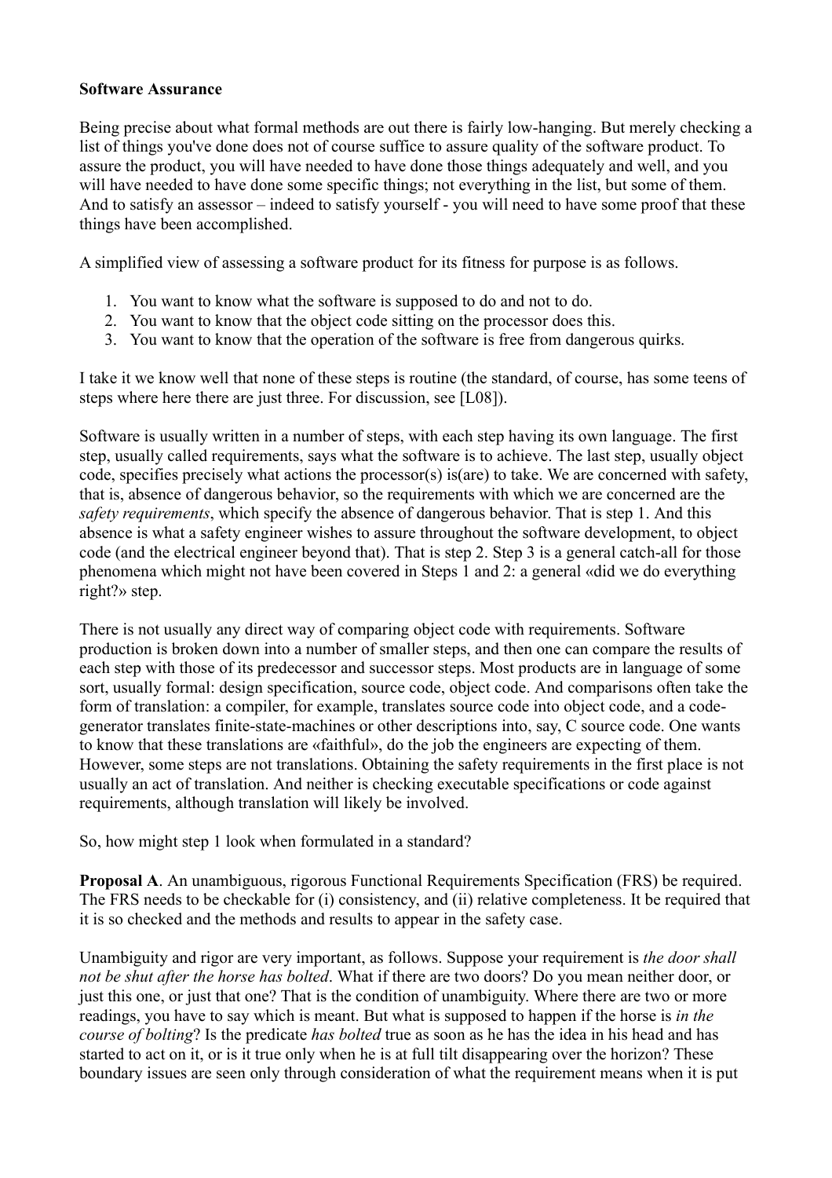**Software Assurance**

Being precise about what formal methods are out there is fairly low-hanging. But merely checking a list of things you've done does not of course suffice to assure quality of the software product. To assure the product, you will have needed to have done those things adequately and well, and you will have needed to have done some specific things; not everything in the list, but some of them. And to satisfy an assessor – indeed to satisfy yourself - you will need to have some proof that these things have been accomplished.

A simplified view of assessing a software product for its fitness for purpose is as follows.

1. You want to know what the software is supposed to do and not to do.
2. You want to know that the object code sitting on the processor does this.
3. You want to know that the operation of the software is free from dangerous quirks.

I take it we know well that none of these steps is routine (the standard, of course, has some teens of steps where here there are just three. For discussion, see [L08]).

Software is usually written in a number of steps, with each step having its own language. The first step, usually called requirements, says what the software is to achieve. The last step, usually object code, specifies precisely what actions the processor(s) is(are) to take. We are concerned with safety, that is, absence of dangerous behavior, so the requirements with which we are concerned are the *safety requirements*, which specify the absence of dangerous behavior. That is step 1. And this absence is what a safety engineer wishes to assure throughout the software development, to object code (and the electrical engineer beyond that). That is step 2. Step 3 is a general catch-all for those phenomena which might not have been covered in Steps 1 and 2: a general «did we do everything right?» step.

There is not usually any direct way of comparing object code with requirements. Software production is broken down into a number of smaller steps, and then one can compare the results of each step with those of its predecessor and successor steps. Most products are in language of some sort, usually formal: design specification, source code, object code. And comparisons often take the form of translation: a compiler, for example, translates source code into object code, and a code-generator translates finite-state-machines or other descriptions into, say, C source code. One wants to know that these translations are «faithful», do the job the engineers are expecting of them. However, some steps are not translations. Obtaining the safety requirements in the first place is not usually an act of translation. And neither is checking executable specifications or code against requirements, although translation will likely be involved.

So, how might step 1 look when formulated in a standard?

**Proposal A**. An unambiguous, rigorous Functional Requirements Specification (FRS) be required. The FRS needs to be checkable for (i) consistency, and (ii) relative completeness. It be required that it is so checked and the methods and results to appear in the safety case.

Unambiguity and rigor are very important, as follows. Suppose your requirement is *the door shall not be shut after the horse has bolted*. What if there are two doors? Do you mean neither door, or just this one, or just that one? That is the condition of unambiguity. Where there are two or more readings, you have to say which is meant. But what is supposed to happen if the horse is *in the course of bolting*? Is the predicate *has bolted* true as soon as he has the idea in his head and has started to act on it, or is it true only when he is at full tilt disappearing over the horizon? These boundary issues are seen only through consideration of what the requirement means when it is put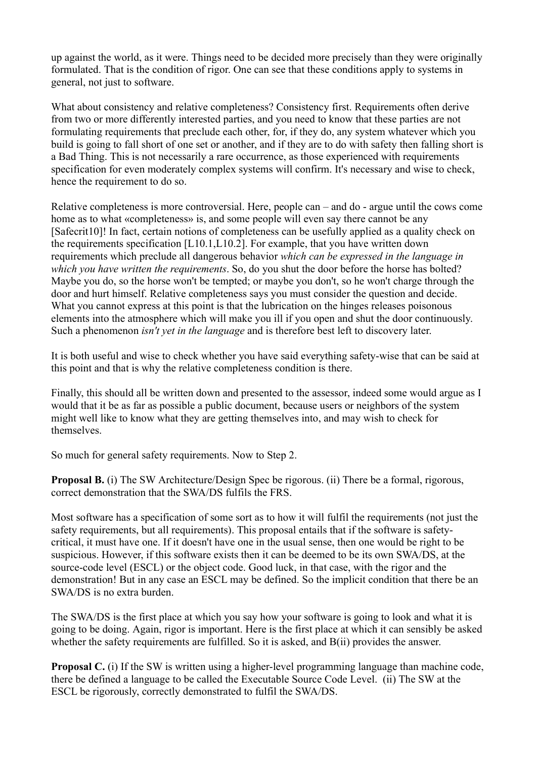up against the world, as it were. Things need to be decided more precisely than they were originally formulated. That is the condition of rigor. One can see that these conditions apply to systems in general, not just to software.

What about consistency and relative completeness? Consistency first. Requirements often derive from two or more differently interested parties, and you need to know that these parties are not formulating requirements that preclude each other, for, if they do, any system whatever which you build is going to fall short of one set or another, and if they are to do with safety then falling short is a Bad Thing. This is not necessarily a rare occurrence, as those experienced with requirements specification for even moderately complex systems will confirm. It's necessary and wise to check, hence the requirement to do so.

Relative completeness is more controversial. Here, people can – and do - argue until the cows come home as to what «completeness» is, and some people will even say there cannot be any [Safecrit10]! In fact, certain notions of completeness can be usefully applied as a quality check on the requirements specification [L10.1,L10.2]. For example, that you have written down requirements which preclude all dangerous behavior *which can be expressed in the language in which you have written the requirements*. So, do you shut the door before the horse has bolted? Maybe you do, so the horse won't be tempted; or maybe you don't, so he won't charge through the door and hurt himself. Relative completeness says you must consider the question and decide. What you cannot express at this point is that the lubrication on the hinges releases poisonous elements into the atmosphere which will make you ill if you open and shut the door continuously. Such a phenomenon *isn't yet in the language* and is therefore best left to discovery later.

It is both useful and wise to check whether you have said everything safety-wise that can be said at this point and that is why the relative completeness condition is there.

Finally, this should all be written down and presented to the assessor, indeed some would argue as I would that it be as far as possible a public document, because users or neighbors of the system might well like to know what they are getting themselves into, and may wish to check for themselves.

So much for general safety requirements. Now to Step 2.

**Proposal B.** (i) The SW Architecture/Design Spec be rigorous. (ii) There be a formal, rigorous, correct demonstration that the SWA/DS fulfils the FRS.

Most software has a specification of some sort as to how it will fulfil the requirements (not just the safety requirements, but all requirements). This proposal entails that if the software is safety-critical, it must have one. If it doesn't have one in the usual sense, then one would be right to be suspicious. However, if this software exists then it can be deemed to be its own SWA/DS, at the source-code level (ESCL) or the object code. Good luck, in that case, with the rigor and the demonstration! But in any case an ESCL may be defined. So the implicit condition that there be an SWA/DS is no extra burden.

The SWA/DS is the first place at which you say how your software is going to look and what it is going to be doing. Again, rigor is important. Here is the first place at which it can sensibly be asked whether the safety requirements are fulfilled. So it is asked, and B(ii) provides the answer.

**Proposal C.** (i) If the SW is written using a higher-level programming language than machine code, there be defined a language to be called the Executable Source Code Level. (ii) The SW at the ESCL be rigorously, correctly demonstrated to fulfil the SWA/DS.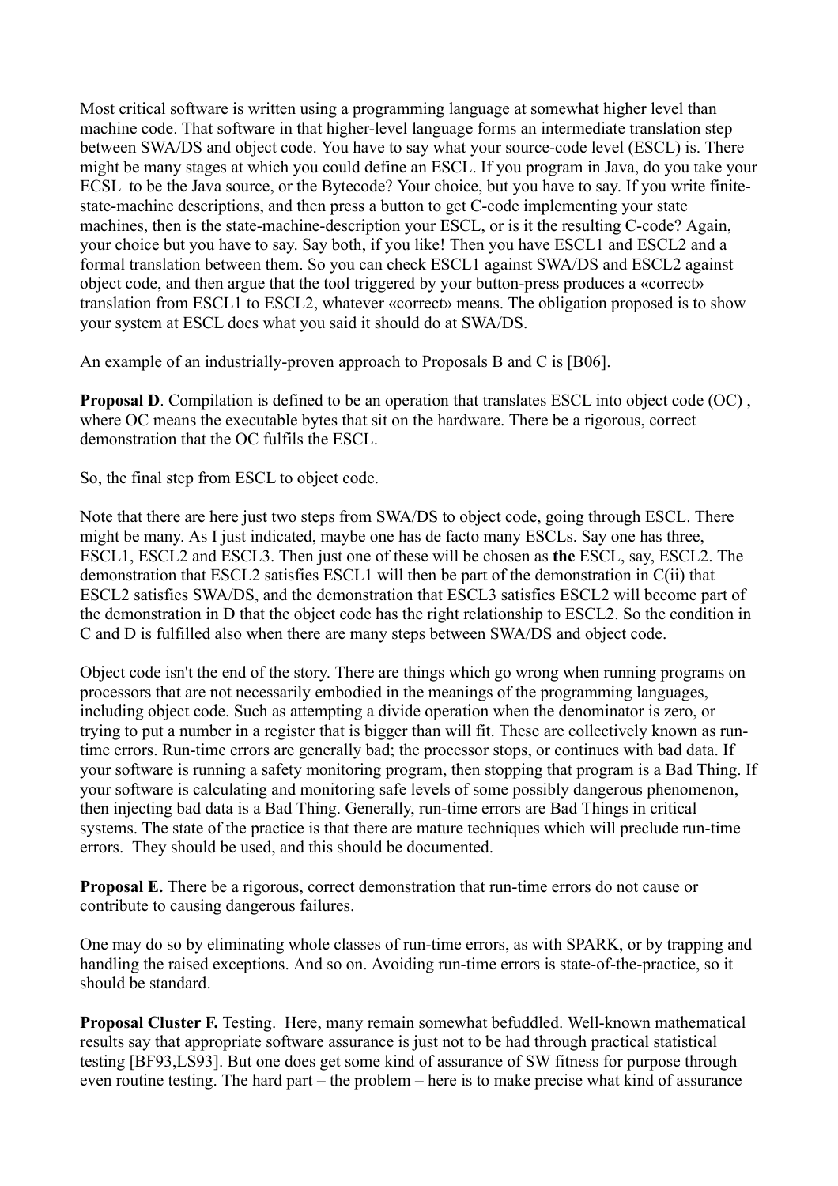Most critical software is written using a programming language at somewhat higher level than machine code. That software in that higher-level language forms an intermediate translation step between SWA/DS and object code. You have to say what your source-code level (ESCL) is. There might be many stages at which you could define an ESCL. If you program in Java, do you take your ECSL to be the Java source, or the Bytecode? Your choice, but you have to say. If you write finite-state-machine descriptions, and then press a button to get C-code implementing your state machines, then is the state-machine-description your ESCL, or is it the resulting C-code? Again, your choice but you have to say. Say both, if you like! Then you have ESCL1 and ESCL2 and a formal translation between them. So you can check ESCL1 against SWA/DS and ESCL2 against object code, and then argue that the tool triggered by your button-press produces a «correct» translation from ESCL1 to ESCL2, whatever «correct» means. The obligation proposed is to show your system at ESCL does what you said it should do at SWA/DS.

An example of an industrially-proven approach to Proposals B and C is [B06].

**Proposal D**. Compilation is defined to be an operation that translates ESCL into object code (OC) , where OC means the executable bytes that sit on the hardware. There be a rigorous, correct demonstration that the OC fulfils the ESCL.

So, the final step from ESCL to object code.

Note that there are here just two steps from SWA/DS to object code, going through ESCL. There might be many. As I just indicated, maybe one has de facto many ESCLs. Say one has three, ESCL1, ESCL2 and ESCL3. Then just one of these will be chosen as **the** ESCL, say, ESCL2. The demonstration that ESCL2 satisfies ESCL1 will then be part of the demonstration in C(ii) that ESCL2 satisfies SWA/DS, and the demonstration that ESCL3 satisfies ESCL2 will become part of the demonstration in D that the object code has the right relationship to ESCL2. So the condition in C and D is fulfilled also when there are many steps between SWA/DS and object code.

Object code isn't the end of the story. There are things which go wrong when running programs on processors that are not necessarily embodied in the meanings of the programming languages, including object code. Such as attempting a divide operation when the denominator is zero, or trying to put a number in a register that is bigger than will fit. These are collectively known as run-time errors. Run-time errors are generally bad; the processor stops, or continues with bad data. If your software is running a safety monitoring program, then stopping that program is a Bad Thing. If your software is calculating and monitoring safe levels of some possibly dangerous phenomenon, then injecting bad data is a Bad Thing. Generally, run-time errors are Bad Things in critical systems. The state of the practice is that there are mature techniques which will preclude run-time errors. They should be used, and this should be documented.

**Proposal E.** There be a rigorous, correct demonstration that run-time errors do not cause or contribute to causing dangerous failures.

One may do so by eliminating whole classes of run-time errors, as with SPARK, or by trapping and handling the raised exceptions. And so on. Avoiding run-time errors is state-of-the-practice, so it should be standard.

**Proposal Cluster F.** Testing. Here, many remain somewhat befuddled. Well-known mathematical results say that appropriate software assurance is just not to be had through practical statistical testing [BF93,LS93]. But one does get some kind of assurance of SW fitness for purpose through even routine testing. The hard part – the problem – here is to make precise what kind of assurance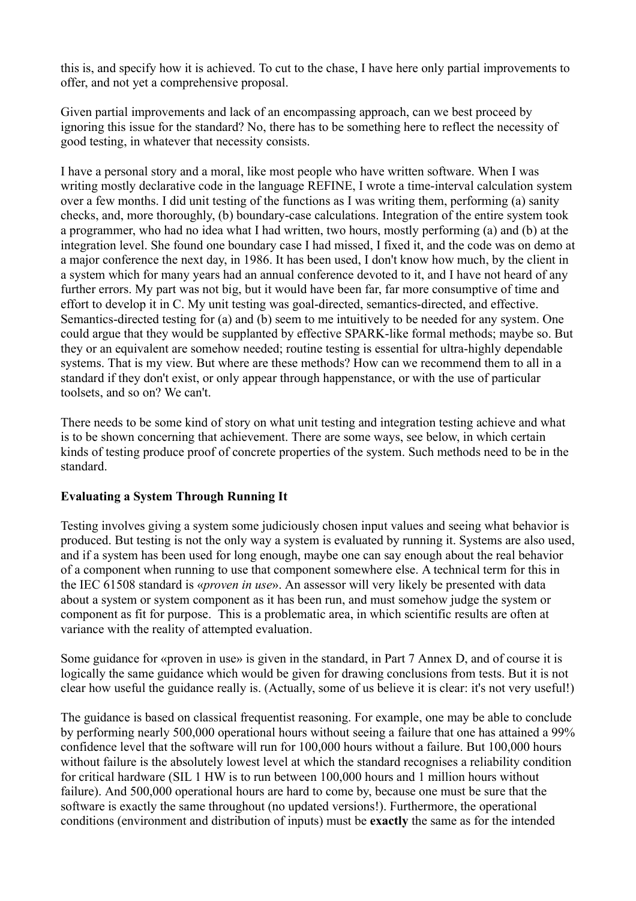this is, and specify how it is achieved. To cut to the chase, I have here only partial improvements to offer, and not yet a comprehensive proposal.

Given partial improvements and lack of an encompassing approach, can we best proceed by ignoring this issue for the standard? No, there has to be something here to reflect the necessity of good testing, in whatever that necessity consists.

I have a personal story and a moral, like most people who have written software. When I was writing mostly declarative code in the language REFINE, I wrote a time-interval calculation system over a few months. I did unit testing of the functions as I was writing them, performing (a) sanity checks, and, more thoroughly, (b) boundary-case calculations. Integration of the entire system took a programmer, who had no idea what I had written, two hours, mostly performing (a) and (b) at the integration level. She found one boundary case I had missed, I fixed it, and the code was on demo at a major conference the next day, in 1986. It has been used, I don't know how much, by the client in a system which for many years had an annual conference devoted to it, and I have not heard of any further errors. My part was not big, but it would have been far, far more consumptive of time and effort to develop it in C. My unit testing was goal-directed, semantics-directed, and effective. Semantics-directed testing for (a) and (b) seem to me intuitively to be needed for any system. One could argue that they would be supplanted by effective SPARK-like formal methods; maybe so. But they or an equivalent are somehow needed; routine testing is essential for ultra-highly dependable systems. That is my view. But where are these methods? How can we recommend them to all in a standard if they don't exist, or only appear through happenstance, or with the use of particular toolsets, and so on? We can't.

There needs to be some kind of story on what unit testing and integration testing achieve and what is to be shown concerning that achievement. There are some ways, see below, in which certain kinds of testing produce proof of concrete properties of the system. Such methods need to be in the standard.

**Evaluating a System Through Running It**

Testing involves giving a system some judiciously chosen input values and seeing what behavior is produced. But testing is not the only way a system is evaluated by running it. Systems are also used, and if a system has been used for long enough, maybe one can say enough about the real behavior of a component when running to use that component somewhere else. A technical term for this in the IEC 61508 standard is «*proven in use*». An assessor will very likely be presented with data about a system or system component as it has been run, and must somehow judge the system or component as fit for purpose. This is a problematic area, in which scientific results are often at variance with the reality of attempted evaluation.

Some guidance for «proven in use» is given in the standard, in Part 7 Annex D, and of course it is logically the same guidance which would be given for drawing conclusions from tests. But it is not clear how useful the guidance really is. (Actually, some of us believe it is clear: it's not very useful!)

The guidance is based on classical frequentist reasoning. For example, one may be able to conclude by performing nearly 500,000 operational hours without seeing a failure that one has attained a 99% confidence level that the software will run for 100,000 hours without a failure. But 100,000 hours without failure is the absolutely lowest level at which the standard recognises a reliability condition for critical hardware (SIL 1 HW is to run between 100,000 hours and 1 million hours without failure). And 500,000 operational hours are hard to come by, because one must be sure that the software is exactly the same throughout (no updated versions!). Furthermore, the operational conditions (environment and distribution of inputs) must be **exactly** the same as for the intended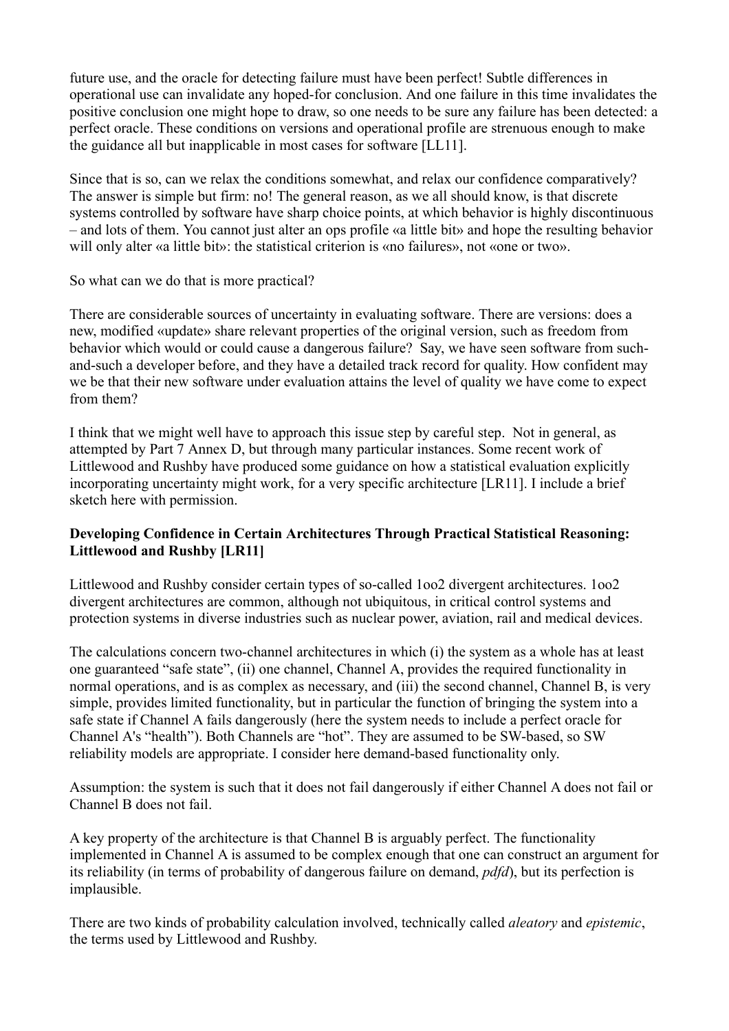future use, and the oracle for detecting failure must have been perfect! Subtle differences in operational use can invalidate any hoped-for conclusion. And one failure in this time invalidates the positive conclusion one might hope to draw, so one needs to be sure any failure has been detected: a perfect oracle. These conditions on versions and operational profile are strenuous enough to make the guidance all but inapplicable in most cases for software [LL11].

Since that is so, can we relax the conditions somewhat, and relax our confidence comparatively? The answer is simple but firm: no! The general reason, as we all should know, is that discrete systems controlled by software have sharp choice points, at which behavior is highly discontinuous – and lots of them. You cannot just alter an ops profile «a little bit» and hope the resulting behavior will only alter «a little bit»: the statistical criterion is «no failures», not «one or two».

So what can we do that is more practical?

There are considerable sources of uncertainty in evaluating software. There are versions: does a new, modified «update» share relevant properties of the original version, such as freedom from behavior which would or could cause a dangerous failure? Say, we have seen software from such-and-such a developer before, and they have a detailed track record for quality. How confident may we be that their new software under evaluation attains the level of quality we have come to expect from them?

I think that we might well have to approach this issue step by careful step. Not in general, as attempted by Part 7 Annex D, but through many particular instances. Some recent work of Littlewood and Rushby have produced some guidance on how a statistical evaluation explicitly incorporating uncertainty might work, for a very specific architecture [LR11]. I include a brief sketch here with permission.

**Developing Confidence in Certain Architectures Through Practical Statistical Reasoning: Littlewood and Rushby [LR11]**

Littlewood and Rushby consider certain types of so-called 1oo2 divergent architectures. 1oo2 divergent architectures are common, although not ubiquitous, in critical control systems and protection systems in diverse industries such as nuclear power, aviation, rail and medical devices.

The calculations concern two-channel architectures in which (i) the system as a whole has at least one guaranteed "safe state", (ii) one channel, Channel A, provides the required functionality in normal operations, and is as complex as necessary, and (iii) the second channel, Channel B, is very simple, provides limited functionality, but in particular the function of bringing the system into a safe state if Channel A fails dangerously (here the system needs to include a perfect oracle for Channel A's "health"). Both Channels are "hot". They are assumed to be SW-based, so SW reliability models are appropriate. I consider here demand-based functionality only.

Assumption: the system is such that it does not fail dangerously if either Channel A does not fail or Channel B does not fail.

A key property of the architecture is that Channel B is arguably perfect. The functionality implemented in Channel A is assumed to be complex enough that one can construct an argument for its reliability (in terms of probability of dangerous failure on demand, *pdfd*), but its perfection is implausible.

There are two kinds of probability calculation involved, technically called *aleatory* and *epistemic*, the terms used by Littlewood and Rushby.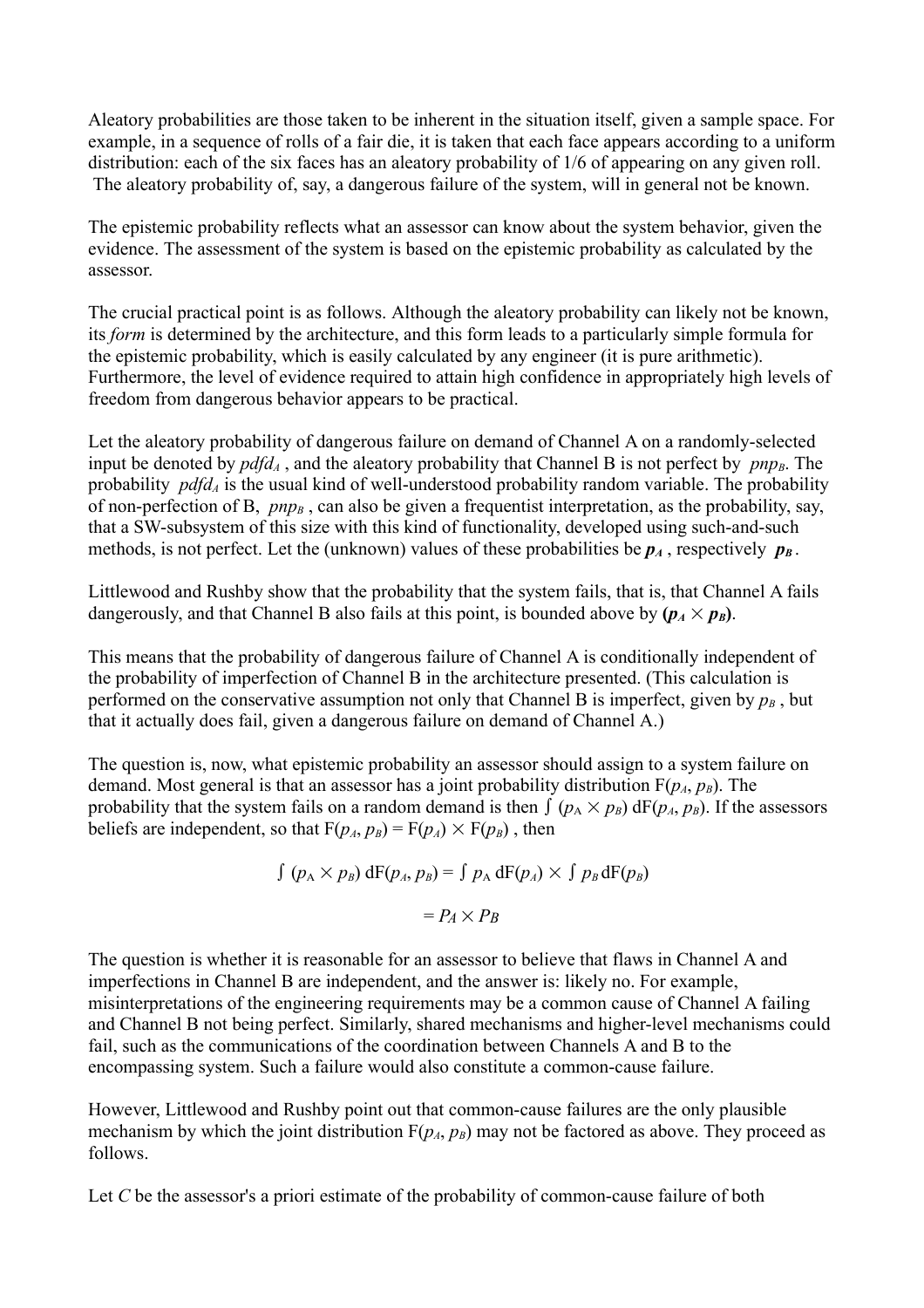Aleatory probabilities are those taken to be inherent in the situation itself, given a sample space. For example, in a sequence of rolls of a fair die, it is taken that each face appears according to a uniform distribution: each of the six faces has an aleatory probability of 1/6 of appearing on any given roll. The aleatory probability of, say, a dangerous failure of the system, will in general not be known.

The epistemic probability reflects what an assessor can know about the system behavior, given the evidence. The assessment of the system is based on the epistemic probability as calculated by the assessor.

The crucial practical point is as follows. Although the aleatory probability can likely not be known, its *form* is determined by the architecture, and this form leads to a particularly simple formula for the epistemic probability, which is easily calculated by any engineer (it is pure arithmetic). Furthermore, the level of evidence required to attain high confidence in appropriately high levels of freedom from dangerous behavior appears to be practical.

Let the aleatory probability of dangerous failure on demand of Channel A on a randomly-selected input be denoted by $pdfd_A$ , and the aleatory probability that Channel B is not perfect by $pnp_B$. The probability $pdfd_A$ is the usual kind of well-understood probability random variable. The probability of non-perfection of B, $pnp_B$ , can also be given a frequentist interpretation, as the probability, say, that a SW-subsystem of this size with this kind of functionality, developed using such-and-such methods, is not perfect. Let the (unknown) values of these probabilities be $\boldsymbol{p_A}$ , respectively $\boldsymbol{p_B}$ .

Littlewood and Rushby show that the probability that the system fails, that is, that Channel A fails dangerously, and that Channel B also fails at this point, is bounded above by **($\boldsymbol{p_A \times p_B}$)**.

This means that the probability of dangerous failure of Channel A is conditionally independent of the probability of imperfection of Channel B in the architecture presented. (This calculation is performed on the conservative assumption not only that Channel B is imperfect, given by $p_B$ , but that it actually does fail, given a dangerous failure on demand of Channel A.)

The question is, now, what epistemic probability an assessor should assign to a system failure on demand. Most general is that an assessor has a joint probability distribution $F(p_A, p_B)$. The probability that the system fails on a random demand is then $\int (p_A \times p_B)\, dF(p_A, p_B)$. If the assessors beliefs are independent, so that $F(p_A, p_B) = F(p_A) \times F(p_B)$ , then

$$\int (p_A \times p_B)\, dF(p_A, p_B) = \int p_A\, dF(p_A) \times \int p_B\, dF(p_B)$$

$$= P_A \times P_B$$

The question is whether it is reasonable for an assessor to believe that flaws in Channel A and imperfections in Channel B are independent, and the answer is: likely no. For example, misinterpretations of the engineering requirements may be a common cause of Channel A failing and Channel B not being perfect. Similarly, shared mechanisms and higher-level mechanisms could fail, such as the communications of the coordination between Channels A and B to the encompassing system. Such a failure would also constitute a common-cause failure.

However, Littlewood and Rushby point out that common-cause failures are the only plausible mechanism by which the joint distribution $F(p_A, p_B)$ may not be factored as above. They proceed as follows.

Let *C* be the assessor's a priori estimate of the probability of common-cause failure of both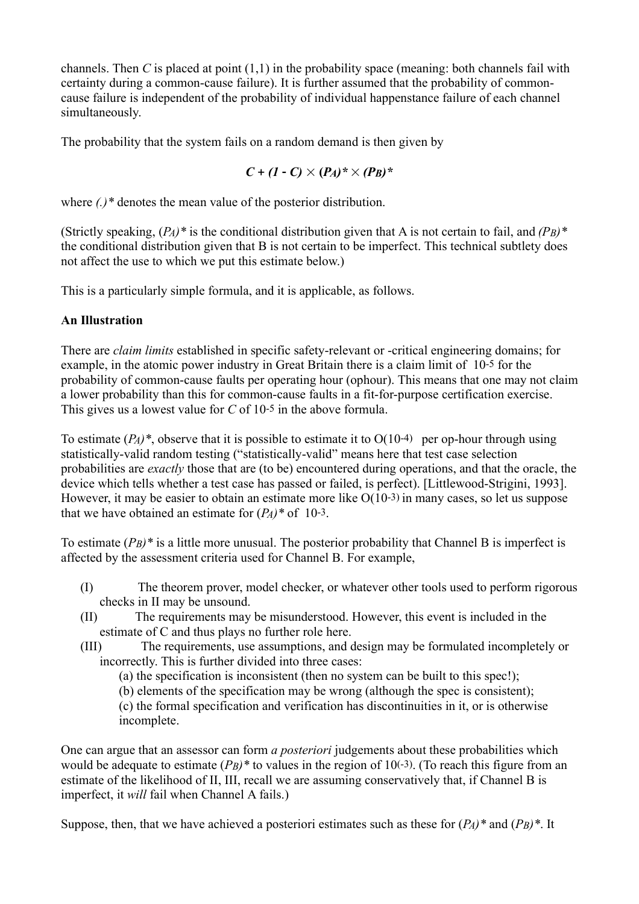channels. Then *C* is placed at point (1,1) in the probability space (meaning: both channels fail with certainty during a common-cause failure). It is further assumed that the probability of common-cause failure is independent of the probability of individual happenstance failure of each channel simultaneously.

The probability that the system fails on a random demand is then given by

$$C + (1 - C) \times (P_A)^* \times (P_B)^*$$

where *(.)\** denotes the mean value of the posterior distribution.

(Strictly speaking, $(P_A)^*$ is the conditional distribution given that A is not certain to fail, and $(P_B)^*$ the conditional distribution given that B is not certain to be imperfect. This technical subtlety does not affect the use to which we put this estimate below.)

This is a particularly simple formula, and it is applicable, as follows.

**An Illustration**

There are *claim limits* established in specific safety-relevant or -critical engineering domains; for example, in the atomic power industry in Great Britain there is a claim limit of $10^{-5}$ for the probability of common-cause faults per operating hour (ophour). This means that one may not claim a lower probability than this for common-cause faults in a fit-for-purpose certification exercise. This gives us a lowest value for *C* of $10^{-5}$ in the above formula.

To estimate $(P_A)^*$, observe that it is possible to estimate it to $O(10^{-4})$ per op-hour through using statistically-valid random testing ("statistically-valid" means here that test case selection probabilities are *exactly* those that are (to be) encountered during operations, and that the oracle, the device which tells whether a test case has passed or failed, is perfect). [Littlewood-Strigini, 1993]. However, it may be easier to obtain an estimate more like $O(10^{-3})$ in many cases, so let us suppose that we have obtained an estimate for $(P_A)^*$ of $10^{-3}$.

To estimate $(P_B)^*$ is a little more unusual. The posterior probability that Channel B is imperfect is affected by the assessment criteria used for Channel B. For example,

(I) The theorem prover, model checker, or whatever other tools used to perform rigorous checks in II may be unsound.

(II) The requirements may be misunderstood. However, this event is included in the estimate of C and thus plays no further role here.

(III) The requirements, use assumptions, and design may be formulated incompletely or incorrectly. This is further divided into three cases:

(a) the specification is inconsistent (then no system can be built to this spec!);

(b) elements of the specification may be wrong (although the spec is consistent);

(c) the formal specification and verification has discontinuities in it, or is otherwise incomplete.

One can argue that an assessor can form *a posteriori* judgements about these probabilities which would be adequate to estimate $(P_B)^*$ to values in the region of $10^{(-3)}$. (To reach this figure from an estimate of the likelihood of II, III, recall we are assuming conservatively that, if Channel B is imperfect, it *will* fail when Channel A fails.)

Suppose, then, that we have achieved a posteriori estimates such as these for $(P_A)^*$ and $(P_B)^*$. It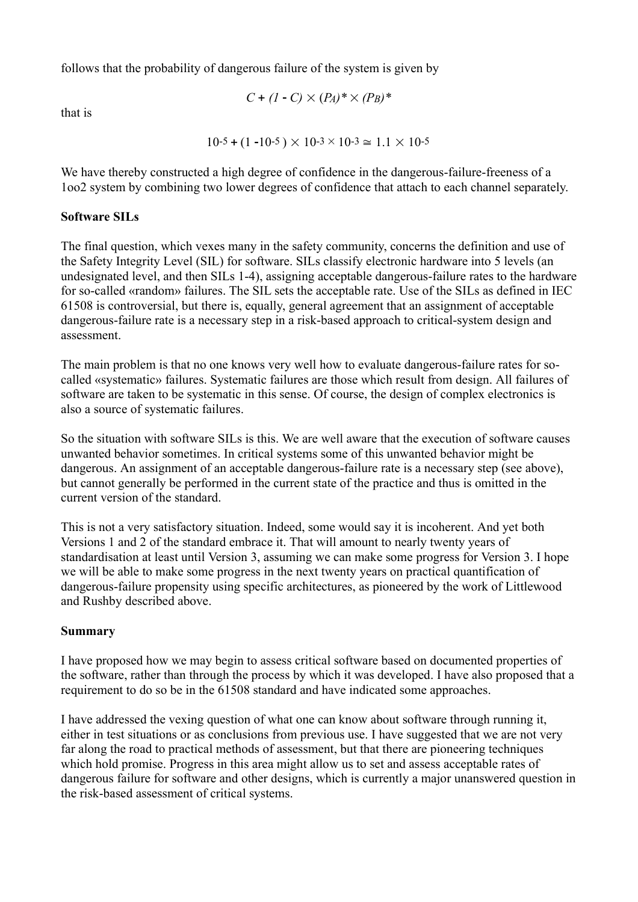follows that the probability of dangerous failure of the system is given by

$$C + (1 - C) \times (P_A)^* \times (P_B)^*$$

that is

$$10^{-5} + (1 - 10^{-5}) \times 10^{-3} \times 10^{-3} \cong 1.1 \times 10^{-5}$$

We have thereby constructed a high degree of confidence in the dangerous-failure-freeness of a 1oo2 system by combining two lower degrees of confidence that attach to each channel separately.

**Software SILs**

The final question, which vexes many in the safety community, concerns the definition and use of the Safety Integrity Level (SIL) for software. SILs classify electronic hardware into 5 levels (an undesignated level, and then SILs 1-4), assigning acceptable dangerous-failure rates to the hardware for so-called «random» failures. The SIL sets the acceptable rate. Use of the SILs as defined in IEC 61508 is controversial, but there is, equally, general agreement that an assignment of acceptable dangerous-failure rate is a necessary step in a risk-based approach to critical-system design and assessment.

The main problem is that no one knows very well how to evaluate dangerous-failure rates for so-called «systematic» failures. Systematic failures are those which result from design. All failures of software are taken to be systematic in this sense. Of course, the design of complex electronics is also a source of systematic failures.

So the situation with software SILs is this. We are well aware that the execution of software causes unwanted behavior sometimes. In critical systems some of this unwanted behavior might be dangerous. An assignment of an acceptable dangerous-failure rate is a necessary step (see above), but cannot generally be performed in the current state of the practice and thus is omitted in the current version of the standard.

This is not a very satisfactory situation. Indeed, some would say it is incoherent. And yet both Versions 1 and 2 of the standard embrace it. That will amount to nearly twenty years of standardisation at least until Version 3, assuming we can make some progress for Version 3. I hope we will be able to make some progress in the next twenty years on practical quantification of dangerous-failure propensity using specific architectures, as pioneered by the work of Littlewood and Rushby described above.

**Summary**

I have proposed how we may begin to assess critical software based on documented properties of the software, rather than through the process by which it was developed. I have also proposed that a requirement to do so be in the 61508 standard and have indicated some approaches.

I have addressed the vexing question of what one can know about software through running it, either in test situations or as conclusions from previous use. I have suggested that we are not very far along the road to practical methods of assessment, but that there are pioneering techniques which hold promise. Progress in this area might allow us to set and assess acceptable rates of dangerous failure for software and other designs, which is currently a major unanswered question in the risk-based assessment of critical systems.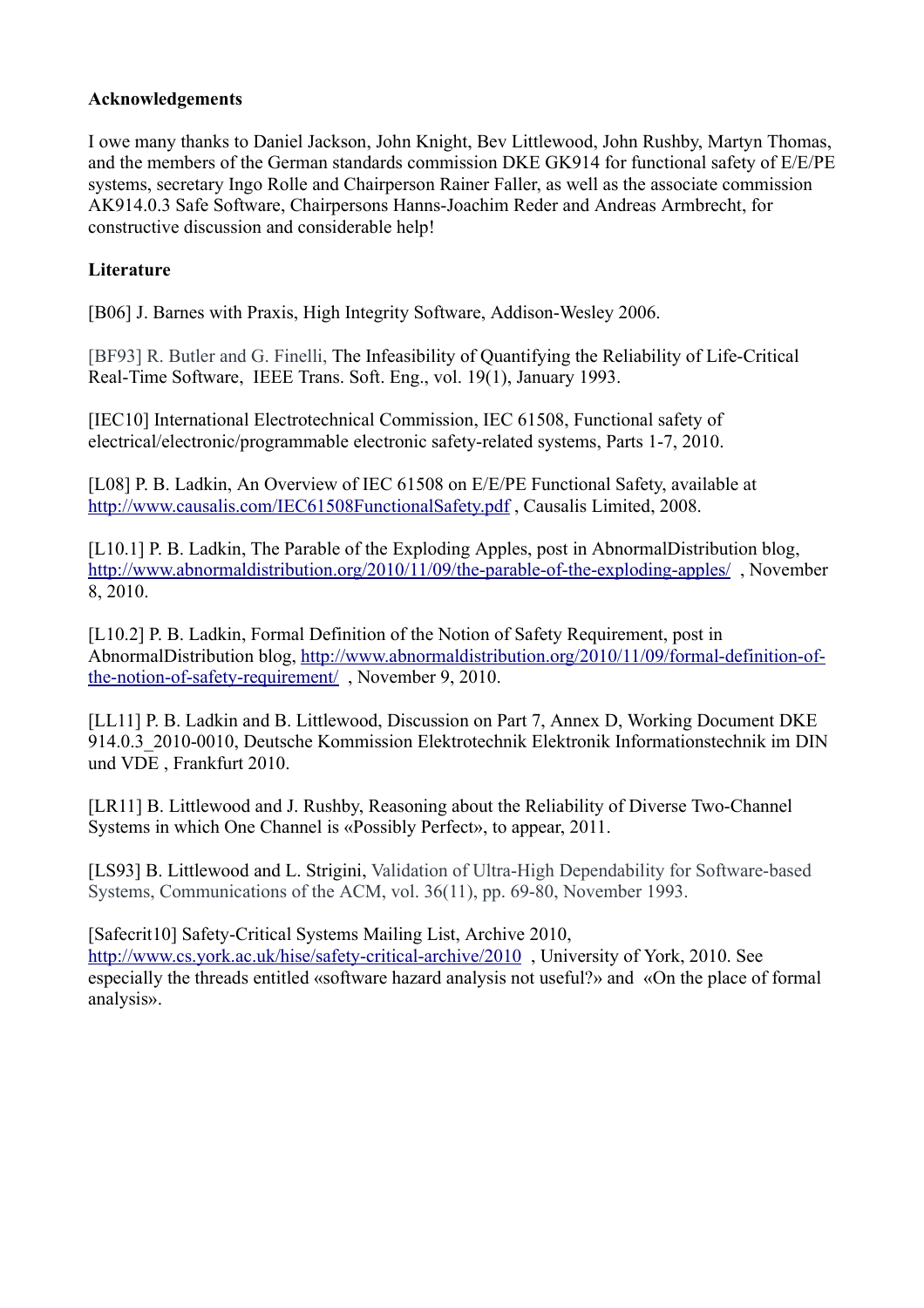**Acknowledgements**

I owe many thanks to Daniel Jackson, John Knight, Bev Littlewood, John Rushby, Martyn Thomas, and the members of the German standards commission DKE GK914 for functional safety of E/E/PE systems, secretary Ingo Rolle and Chairperson Rainer Faller, as well as the associate commission AK914.0.3 Safe Software, Chairpersons Hanns-Joachim Reder and Andreas Armbrecht, for constructive discussion and considerable help!

**Literature**

[B06] J. Barnes with Praxis, High Integrity Software, Addison-Wesley 2006.

[BF93] R. Butler and G. Finelli, The Infeasibility of Quantifying the Reliability of Life-Critical Real-Time Software, IEEE Trans. Soft. Eng., vol. 19(1), January 1993.

[IEC10] International Electrotechnical Commission, IEC 61508, Functional safety of electrical/electronic/programmable electronic safety-related systems, Parts 1-7, 2010.

[L08] P. B. Ladkin, An Overview of IEC 61508 on E/E/PE Functional Safety, available at http://www.causalis.com/IEC61508FunctionalSafety.pdf , Causalis Limited, 2008.

[L10.1] P. B. Ladkin, The Parable of the Exploding Apples, post in AbnormalDistribution blog, http://www.abnormaldistribution.org/2010/11/09/the-parable-of-the-exploding-apples/ , November 8, 2010.

[L10.2] P. B. Ladkin, Formal Definition of the Notion of Safety Requirement, post in AbnormalDistribution blog, http://www.abnormaldistribution.org/2010/11/09/formal-definition-of-the-notion-of-safety-requirement/ , November 9, 2010.

[LL11] P. B. Ladkin and B. Littlewood, Discussion on Part 7, Annex D, Working Document DKE 914.0.3_2010-0010, Deutsche Kommission Elektrotechnik Elektronik Informationstechnik im DIN und VDE , Frankfurt 2010.

[LR11] B. Littlewood and J. Rushby, Reasoning about the Reliability of Diverse Two-Channel Systems in which One Channel is «Possibly Perfect», to appear, 2011.

[LS93] B. Littlewood and L. Strigini, Validation of Ultra-High Dependability for Software-based Systems, Communications of the ACM, vol. 36(11), pp. 69-80, November 1993.

[Safecrit10] Safety-Critical Systems Mailing List, Archive 2010, http://www.cs.york.ac.uk/hise/safety-critical-archive/2010 , University of York, 2010. See especially the threads entitled «software hazard analysis not useful?» and «On the place of formal analysis».